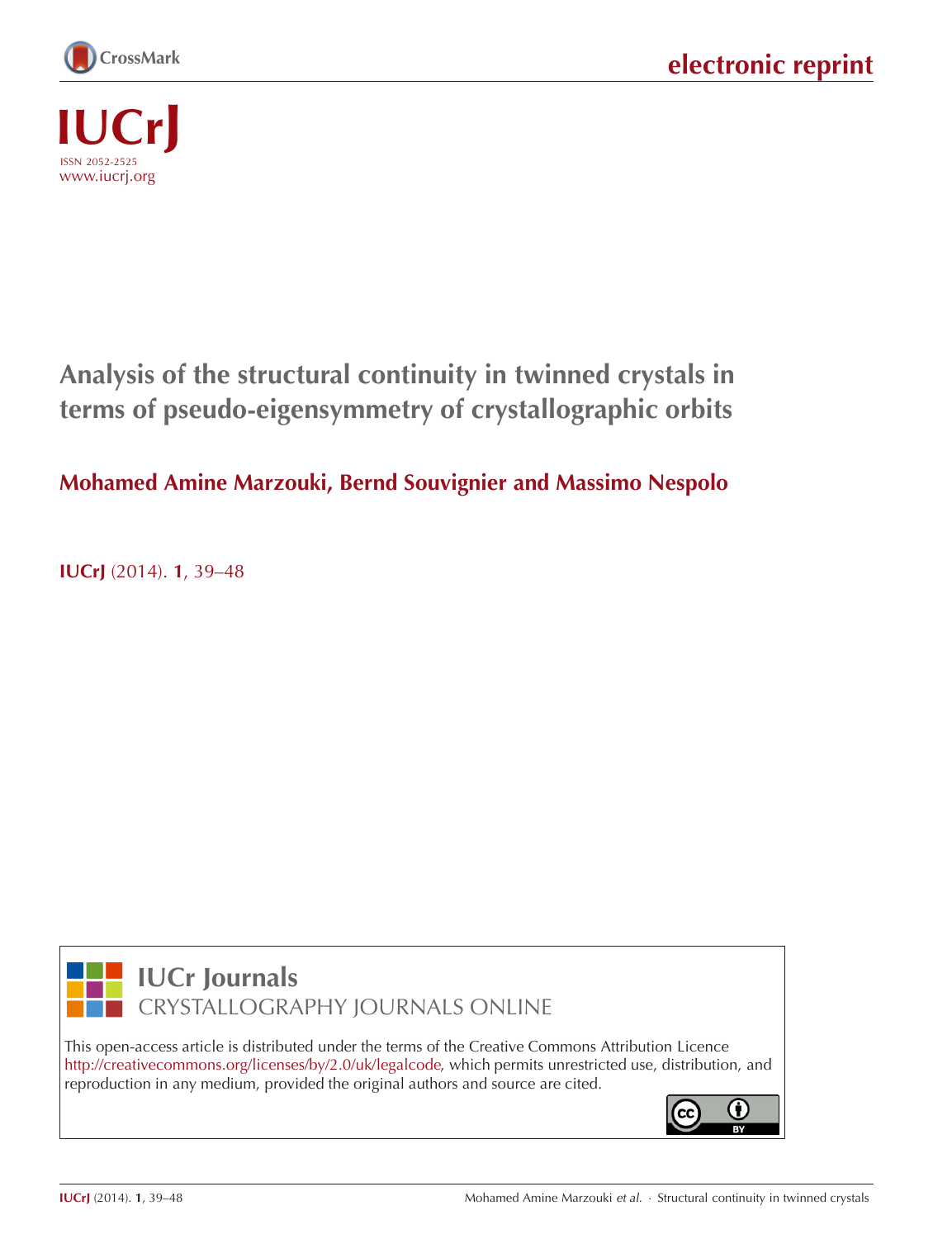# Analysis of the structural continuity in twinned crystals in terms of pseudo-eigensymmetry of crystallographic orbits

**Mohamed Amine Marzouki, Bernd Souvignier and Massimo Nespolo**

**IUCrJ** (2014). **1**, 39–48

**IUCr Journals**
CRYSTALLOGRAPHY JOURNALS ONLINE

This open-access article is distributed under the terms of the Creative Commons Attribution Licence http://creativecommons.org/licenses/by/2.0/uk/legalcode, which permits unrestricted use, distribution, and reproduction in any medium, provided the original authors and source are cited.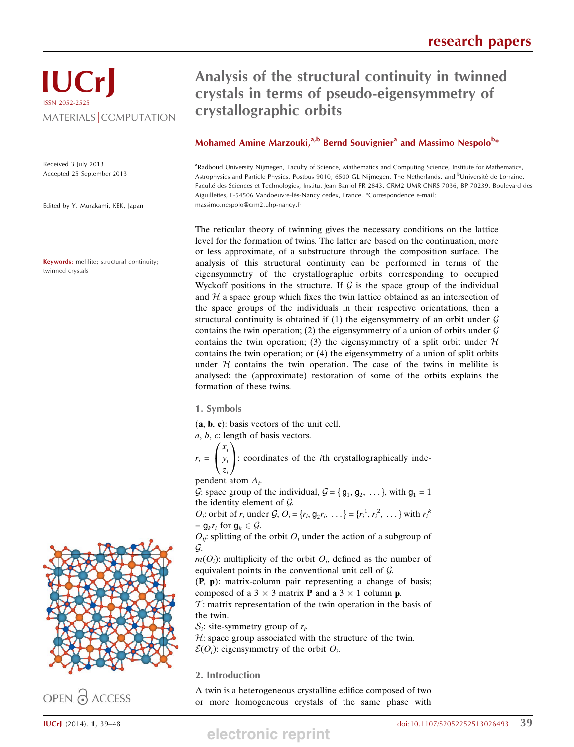# Analysis of the structural continuity in twinned crystals in terms of pseudo-eigensymmetry of crystallographic orbits

**Mohamed Amine Marzouki,[a,b] Bernd Souvignier[a] and Massimo Nespolo[b]***

[a]Radboud University Nijmegen, Faculty of Science, Mathematics and Computing Science, Institute for Mathematics, Astrophysics and Particle Physics, Postbus 9010, 6500 GL Nijmegen, The Netherlands, and [b]Université de Lorraine, Faculté des Sciences et Technologies, Institut Jean Barriol FR 2843, CRM2 UMR CNRS 7036, BP 70239, Boulevard des Aiguillettes, F-54506 Vandoeuvre-lès-Nancy cedex, France. *Correspondence e-mail: massimo.nespolo@crm2.uhp-nancy.fr

IUCrJ
ISSN 2052-2525
MATERIALS | COMPUTATION

Received 3 July 2013
Accepted 25 September 2013

Edited by Y. Murakami, KEK, Japan

**Keywords**: melilite; structural continuity; twinned crystals

OPEN ACCESS

The reticular theory of twinning gives the necessary conditions on the lattice level for the formation of twins. The latter are based on the continuation, more or less approximate, of a substructure through the composition surface. The analysis of this structural continuity can be performed in terms of the eigensymmetry of the crystallographic orbits corresponding to occupied Wyckoff positions in the structure. If $\mathcal{G}$ is the space group of the individual and $\mathcal{H}$ a space group which fixes the twin lattice obtained as an intersection of the space groups of the individuals in their respective orientations, then a structural continuity is obtained if (1) the eigensymmetry of an orbit under $\mathcal{G}$ contains the twin operation; (2) the eigensymmetry of a union of orbits under $\mathcal{G}$ contains the twin operation; (3) the eigensymmetry of a split orbit under $\mathcal{H}$ contains the twin operation; or (4) the eigensymmetry of a union of split orbits under $\mathcal{H}$ contains the twin operation. The case of the twins in melilite is analysed: the (approximate) restoration of some of the orbits explains the formation of these twins.

## 1. Symbols

(**a**, **b**, **c**): basis vectors of the unit cell.

$a$, $b$, $c$: length of basis vectors.

$r_i = \begin{pmatrix} x_i \\ y_i \\ z_i \end{pmatrix}$: coordinates of the $i$th crystallographically independent atom $A_i$.

$\mathcal{G}$: space group of the individual, $\mathcal{G} = \{\mathsf{g}_1, \mathsf{g}_2, \ldots\}$, with $\mathsf{g}_1 = 1$ the identity element of $\mathcal{G}$.

$O_i$: orbit of $r_i$ under $\mathcal{G}$, $O_i = \{r_i, \mathsf{g}_2 r_i, \ldots\} = \{r_i^1, r_i^2, \ldots\}$ with $r_i^k = \mathsf{g}_k r_i$ for $\mathsf{g}_k \in \mathcal{G}$.

$O_{ij}$: splitting of the orbit $O_i$ under the action of a subgroup of $\mathcal{G}$.

$m(O_i)$: multiplicity of the orbit $O_i$, defined as the number of equivalent points in the conventional unit cell of $\mathcal{G}$.

(**P**, **p**): matrix-column pair representing a change of basis; composed of a $3 \times 3$ matrix **P** and a $3 \times 1$ column **p**.

$\mathcal{T}$: matrix representation of the twin operation in the basis of the twin.

$\mathcal{S}_i$: site-symmetry group of $r_i$.

$\mathcal{H}$: space group associated with the structure of the twin.

$\mathcal{E}(O_i)$: eigensymmetry of the orbit $O_i$.

## 2. Introduction

A twin is a heterogeneous crystalline edifice composed of two or more homogeneous crystals of the same phase with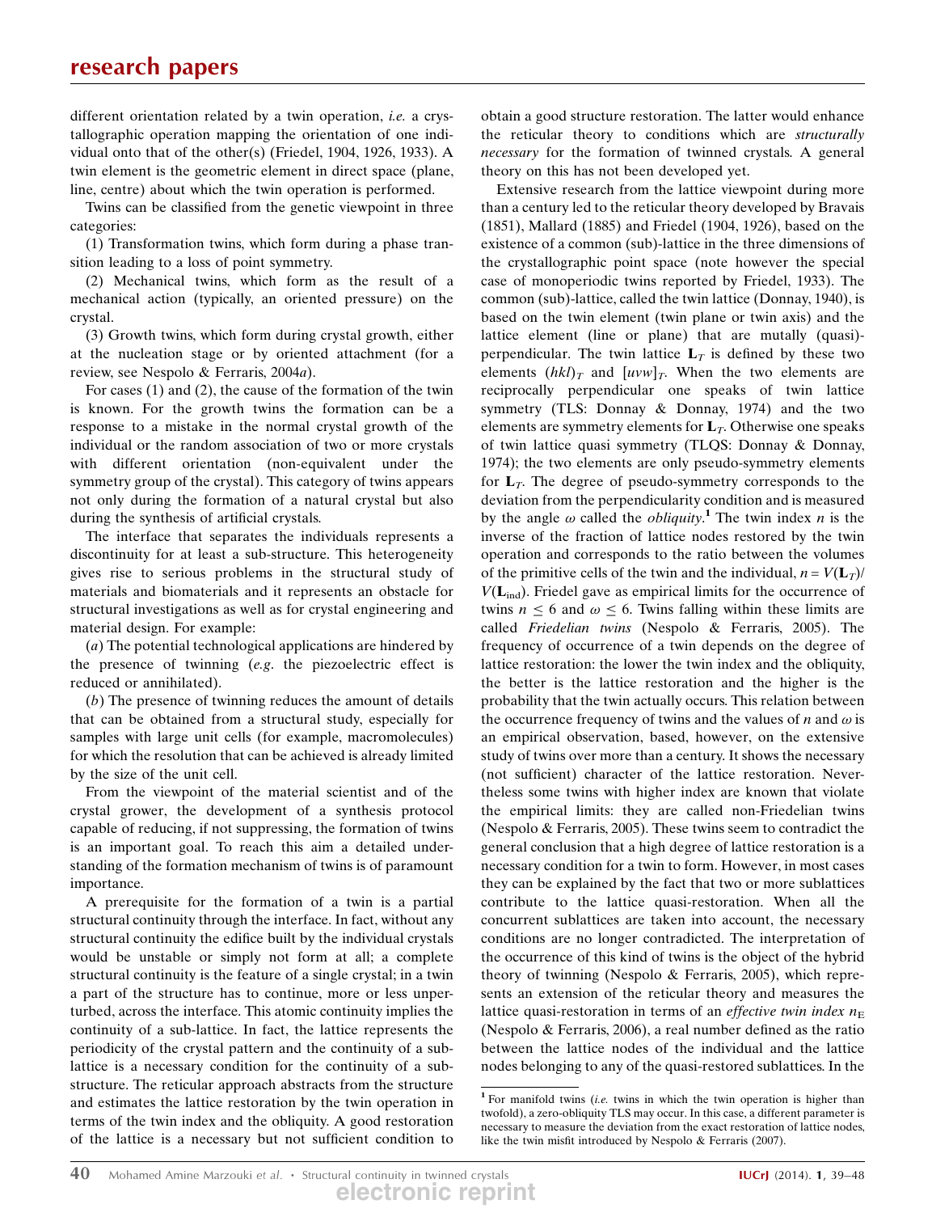different orientation related by a twin operation, *i.e.* a crystallographic operation mapping the orientation of one individual onto that of the other(s) (Friedel, 1904, 1926, 1933). A twin element is the geometric element in direct space (plane, line, centre) about which the twin operation is performed.

Twins can be classified from the genetic viewpoint in three categories:

(1) Transformation twins, which form during a phase transition leading to a loss of point symmetry.

(2) Mechanical twins, which form as the result of a mechanical action (typically, an oriented pressure) on the crystal.

(3) Growth twins, which form during crystal growth, either at the nucleation stage or by oriented attachment (for a review, see Nespolo & Ferraris, 2004*a*).

For cases (1) and (2), the cause of the formation of the twin is known. For the growth twins the formation can be a response to a mistake in the normal crystal growth of the individual or the random association of two or more crystals with different orientation (non-equivalent under the symmetry group of the crystal). This category of twins appears not only during the formation of a natural crystal but also during the synthesis of artificial crystals.

The interface that separates the individuals represents a discontinuity for at least a sub-structure. This heterogeneity gives rise to serious problems in the structural study of materials and biomaterials and it represents an obstacle for structural investigations as well as for crystal engineering and material design. For example:

(*a*) The potential technological applications are hindered by the presence of twinning (*e.g.* the piezoelectric effect is reduced or annihilated).

(*b*) The presence of twinning reduces the amount of details that can be obtained from a structural study, especially for samples with large unit cells (for example, macromolecules) for which the resolution that can be achieved is already limited by the size of the unit cell.

From the viewpoint of the material scientist and of the crystal grower, the development of a synthesis protocol capable of reducing, if not suppressing, the formation of twins is an important goal. To reach this aim a detailed understanding of the formation mechanism of twins is of paramount importance.

A prerequisite for the formation of a twin is a partial structural continuity through the interface. In fact, without any structural continuity the edifice built by the individual crystals would be unstable or simply not form at all; a complete structural continuity is the feature of a single crystal; in a twin a part of the structure has to continue, more or less unperturbed, across the interface. This atomic continuity implies the continuity of a sub-lattice. In fact, the lattice represents the periodicity of the crystal pattern and the continuity of a sub-lattice is a necessary condition for the continuity of a sub-structure. The reticular approach abstracts from the structure and estimates the lattice restoration by the twin operation in terms of the twin index and the obliquity. A good restoration of the lattice is a necessary but not sufficient condition to obtain a good structure restoration. The latter would enhance the reticular theory to conditions which are *structurally necessary* for the formation of twinned crystals. A general theory on this has not been developed yet.

Extensive research from the lattice viewpoint during more than a century led to the reticular theory developed by Bravais (1851), Mallard (1885) and Friedel (1904, 1926), based on the existence of a common (sub)-lattice in the three dimensions of the crystallographic point space (note however the special case of monoperiodic twins reported by Friedel, 1933). The common (sub)-lattice, called the twin lattice (Donnay, 1940), is based on the twin element (twin plane or twin axis) and the lattice element (line or plane) that are mutally (quasi)-perpendicular. The twin lattice $\mathbf{L}_T$ is defined by these two elements $(hkl)_T$ and $[uvw]_T$. When the two elements are reciprocally perpendicular one speaks of twin lattice symmetry (TLS: Donnay & Donnay, 1974) and the two elements are symmetry elements for $\mathbf{L}_T$. Otherwise one speaks of twin lattice quasi symmetry (TLQS: Donnay & Donnay, 1974); the two elements are only pseudo-symmetry elements for $\mathbf{L}_T$. The degree of pseudo-symmetry corresponds to the deviation from the perpendicularity condition and is measured by the angle $\omega$ called the *obliquity*.[1] The twin index $n$ is the inverse of the fraction of lattice nodes restored by the twin operation and corresponds to the ratio between the volumes of the primitive cells of the twin and the individual, $n = V(\mathbf{L}_T)/V(\mathbf{L}_{\rm ind})$. Friedel gave as empirical limits for the occurrence of twins $n \leq 6$ and $\omega \leq 6$. Twins falling within these limits are called *Friedelian twins* (Nespolo & Ferraris, 2005). The frequency of occurrence of a twin depends on the degree of lattice restoration: the lower the twin index and the obliquity, the better is the lattice restoration and the higher is the probability that the twin actually occurs. This relation between the occurrence frequency of twins and the values of $n$ and $\omega$ is an empirical observation, based, however, on the extensive study of twins over more than a century. It shows the necessary (not sufficient) character of the lattice restoration. Nevertheless some twins with higher index are known that violate the empirical limits: they are called non-Friedelian twins (Nespolo & Ferraris, 2005). These twins seem to contradict the general conclusion that a high degree of lattice restoration is a necessary condition for a twin to form. However, in most cases they can be explained by the fact that two or more sublattices contribute to the lattice quasi-restoration. When all the concurrent sublattices are taken into account, the necessary conditions are no longer contradicted. The interpretation of the occurrence of this kind of twins is the object of the hybrid theory of twinning (Nespolo & Ferraris, 2005), which represents an extension of the reticular theory and measures the lattice quasi-restoration in terms of an *effective twin index* $n_{\rm E}$ (Nespolo & Ferraris, 2006), a real number defined as the ratio between the lattice nodes of the individual and the lattice nodes belonging to any of the quasi-restored sublattices. In the

[1] For manifold twins (*i.e.* twins in which the twin operation is higher than twofold), a zero-obliquity TLS may occur. In this case, a different parameter is necessary to measure the deviation from the exact restoration of lattice nodes, like the twin misfit introduced by Nespolo & Ferraris (2007).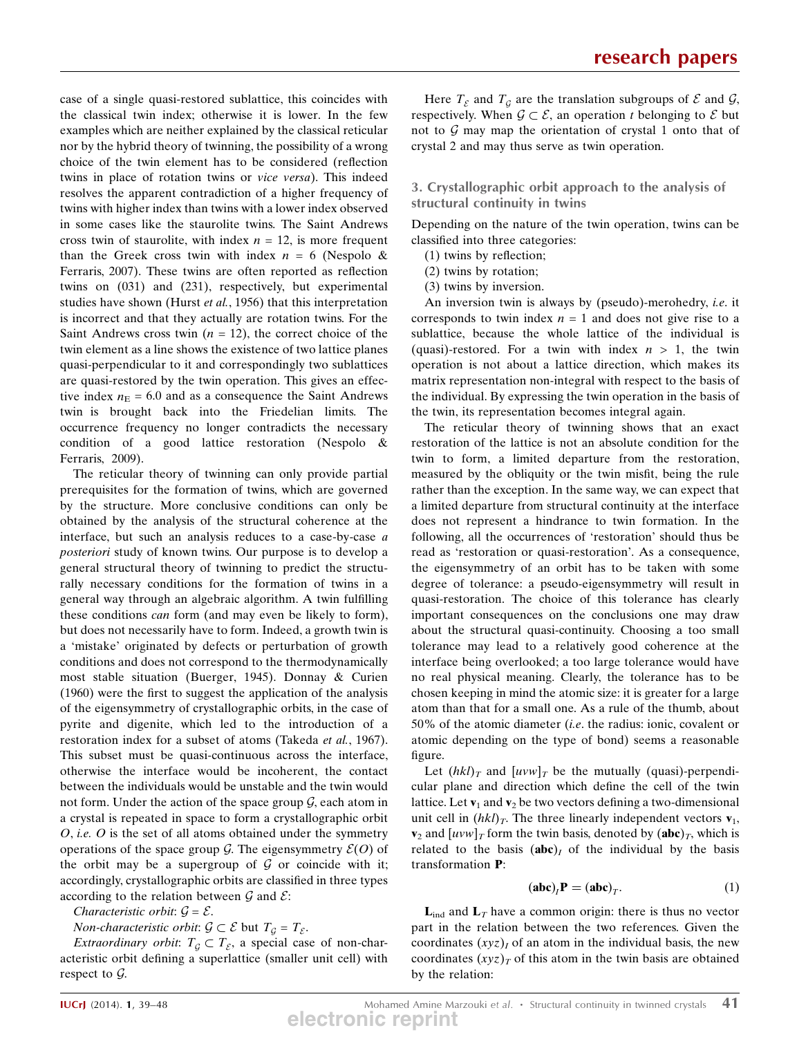case of a single quasi-restored sublattice, this coincides with the classical twin index; otherwise it is lower. In the few examples which are neither explained by the classical reticular nor by the hybrid theory of twinning, the possibility of a wrong choice of the twin element has to be considered (reflection twins in place of rotation twins or *vice versa*). This indeed resolves the apparent contradiction of a higher frequency of twins with higher index than twins with a lower index observed in some cases like the staurolite twins. The Saint Andrews cross twin of staurolite, with index $n = 12$, is more frequent than the Greek cross twin with index $n = 6$ (Nespolo & Ferraris, 2007). These twins are often reported as reflection twins on (031) and (231), respectively, but experimental studies have shown (Hurst *et al.*, 1956) that this interpretation is incorrect and that they actually are rotation twins. For the Saint Andrews cross twin ($n = 12$), the correct choice of the twin element as a line shows the existence of two lattice planes quasi-perpendicular to it and correspondingly two sublattices are quasi-restored by the twin operation. This gives an effective index $n_E = 6.0$ and as a consequence the Saint Andrews twin is brought back into the Friedelian limits. The occurrence frequency no longer contradicts the necessary condition of a good lattice restoration (Nespolo & Ferraris, 2009).

The reticular theory of twinning can only provide partial prerequisites for the formation of twins, which are governed by the structure. More conclusive conditions can only be obtained by the analysis of the structural coherence at the interface, but such an analysis reduces to a case-by-case *a posteriori* study of known twins. Our purpose is to develop a general structural theory of twinning to predict the structurally necessary conditions for the formation of twins in a general way through an algebraic algorithm. A twin fulfilling these conditions *can* form (and may even be likely to form), but does not necessarily have to form. Indeed, a growth twin is a 'mistake' originated by defects or perturbation of growth conditions and does not correspond to the thermodynamically most stable situation (Buerger, 1945). Donnay & Curien (1960) were the first to suggest the application of the analysis of the eigensymmetry of crystallographic orbits, in the case of pyrite and digenite, which led to the introduction of a restoration index for a subset of atoms (Takeda *et al.*, 1967). This subset must be quasi-continuous across the interface, otherwise the interface would be incoherent, the contact between the individuals would be unstable and the twin would not form. Under the action of the space group $\mathcal{G}$, each atom in a crystal is repeated in space to form a crystallographic orbit $O$, *i.e.* $O$ is the set of all atoms obtained under the symmetry operations of the space group $\mathcal{G}$. The eigensymmetry $\mathcal{E}(O)$ of the orbit may be a supergroup of $\mathcal{G}$ or coincide with it; accordingly, crystallographic orbits are classified in three types according to the relation between $\mathcal{G}$ and $\mathcal{E}$:

*Characteristic orbit*: $\mathcal{G} = \mathcal{E}$.

*Non-characteristic orbit*: $\mathcal{G} \subset \mathcal{E}$ but $T_{\mathcal{G}} = T_{\mathcal{E}}$.

*Extraordinary orbit*: $T_{\mathcal{G}} \subset T_{\mathcal{E}}$, a special case of non-characteristic orbit defining a superlattice (smaller unit cell) with respect to $\mathcal{G}$.

Here $T_{\mathcal{E}}$ and $T_{\mathcal{G}}$ are the translation subgroups of $\mathcal{E}$ and $\mathcal{G}$, respectively. When $\mathcal{G} \subset \mathcal{E}$, an operation $t$ belonging to $\mathcal{E}$ but not to $\mathcal{G}$ may map the orientation of crystal 1 onto that of crystal 2 and may thus serve as twin operation.

## 3. Crystallographic orbit approach to the analysis of structural continuity in twins

Depending on the nature of the twin operation, twins can be classified into three categories:

(1) twins by reflection;

(2) twins by rotation;

(3) twins by inversion.

An inversion twin is always by (pseudo)-merohedry, *i.e.* it corresponds to twin index $n = 1$ and does not give rise to a sublattice, because the whole lattice of the individual is (quasi)-restored. For a twin with index $n > 1$, the twin operation is not about a lattice direction, which makes its matrix representation non-integral with respect to the basis of the individual. By expressing the twin operation in the basis of the twin, its representation becomes integral again.

The reticular theory of twinning shows that an exact restoration of the lattice is not an absolute condition for the twin to form, a limited departure from the restoration, measured by the obliquity or the twin misfit, being the rule rather than the exception. In the same way, we can expect that a limited departure from structural continuity at the interface does not represent a hindrance to twin formation. In the following, all the occurrences of 'restoration' should thus be read as 'restoration or quasi-restoration'. As a consequence, the eigensymmetry of an orbit has to be taken with some degree of tolerance: a pseudo-eigensymmetry will result in quasi-restoration. The choice of this tolerance has clearly important consequences on the conclusions one may draw about the structural quasi-continuity. Choosing a too small tolerance may lead to a relatively good coherence at the interface being overlooked; a too large tolerance would have no real physical meaning. Clearly, the tolerance has to be chosen keeping in mind the atomic size: it is greater for a large atom than that for a small one. As a rule of the thumb, about 50% of the atomic diameter (*i.e.* the radius: ionic, covalent or atomic depending on the type of bond) seems a reasonable figure.

Let $(hkl)_T$ and $[uvw]_T$ be the mutually (quasi)-perpendicular plane and direction which define the cell of the twin lattice. Let $\mathbf{v}_1$ and $\mathbf{v}_2$ be two vectors defining a two-dimensional unit cell in $(hkl)_T$. The three linearly independent vectors $\mathbf{v}_1$, $\mathbf{v}_2$ and $[uvw]_T$ form the twin basis, denoted by $(\mathbf{abc})_T$, which is related to the basis $(\mathbf{abc})_I$ of the individual by the basis transformation $\mathbf{P}$:

$$(\mathbf{abc})_I \mathbf{P} = (\mathbf{abc})_T. \quad (1)$$

$\mathbf{L}_{\text{ind}}$ and $\mathbf{L}_T$ have a common origin: there is thus no vector part in the relation between the two references. Given the coordinates $(xyz)_I$ of an atom in the individual basis, the new coordinates $(xyz)_T$ of this atom in the twin basis are obtained by the relation: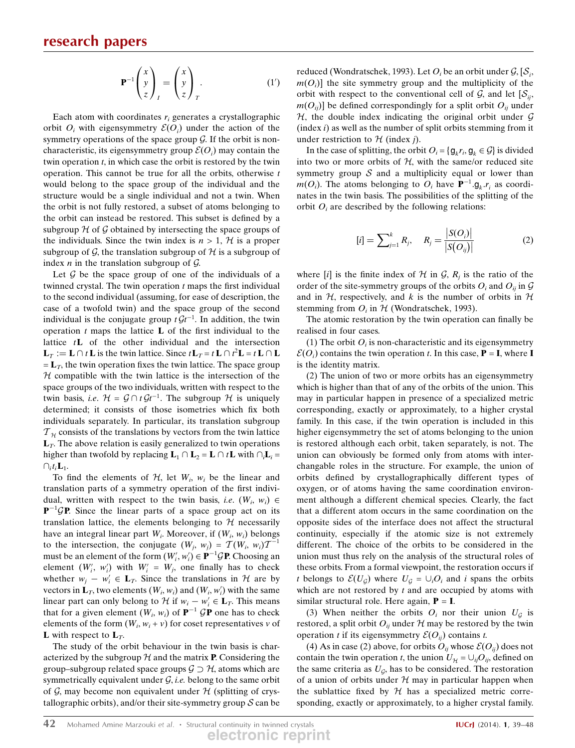$$\mathbf{P}^{-1}\begin{pmatrix} x \\ y \\ z \end{pmatrix}_I = \begin{pmatrix} x \\ y \\ z \end{pmatrix}_T . \qquad (1')$$

Each atom with coordinates $r_i$ generates a crystallographic orbit $O_i$ with eigensymmetry $\mathcal{E}(O_i)$ under the action of the symmetry operations of the space group $\mathcal{G}$. If the orbit is non-characteristic, its eigensymmetry group $\mathcal{E}(O_i)$ may contain the twin operation $t$, in which case the orbit is restored by the twin operation. This cannot be true for all the orbits, otherwise $t$ would belong to the space group of the individual and the structure would be a single individual and not a twin. When the orbit is not fully restored, a subset of atoms belonging to the orbit can instead be restored. This subset is defined by a subgroup $\mathcal{H}$ of $\mathcal{G}$ obtained by intersecting the space groups of the individuals. Since the twin index is $n > 1$, $\mathcal{H}$ is a proper subgroup of $\mathcal{G}$, the translation subgroup of $\mathcal{H}$ is a subgroup of index $n$ in the translation subgroup of $\mathcal{G}$.

Let $\mathcal{G}$ be the space group of one of the individuals of a twinned crystal. The twin operation $t$ maps the first individual to the second individual (assuming, for ease of description, the case of a twofold twin) and the space group of the second individual is the conjugate group $t\mathcal{G}t^{-1}$. In addition, the twin operation $t$ maps the lattice $\mathbf{L}$ of the first individual to the lattice $t\mathbf{L}$ of the other individual and the intersection $\mathbf{L}_T := \mathbf{L} \cap t\,\mathbf{L}$ is the twin lattice. Since $t\,\mathbf{L}_T = t\,\mathbf{L} \cap t^2\mathbf{L} = t\,\mathbf{L} \cap \mathbf{L} = \mathbf{L}_T$, the twin operation fixes the twin lattice. The space group $\mathcal{H}$ compatible with the twin lattice is the intersection of the space groups of the two individuals, written with respect to the twin basis, *i.e.* $\mathcal{H} = \mathcal{G} \cap t\,\mathcal{G}t^{-1}$. The subgroup $\mathcal{H}$ is uniquely determined; it consists of those isometries which fix both individuals separately. In particular, its translation subgroup $\mathcal{T}_{\mathcal{H}}$ consists of the translations by vectors from the twin lattice $\mathbf{L}_T$. The above relation is easily generalized to twin operations higher than twofold by replacing $\mathbf{L}_1 \cap \mathbf{L}_2 = \mathbf{L} \cap t\mathbf{L}$ with $\cap_i \mathbf{L}_i = \cap_i t_i \mathbf{L}_1$.

To find the elements of $\mathcal{H}$, let $W_i$, $w_i$ be the linear and translation parts of a symmetry operation of the first individual, written with respect to the twin basis, *i.e.* $(W_i, w_i) \in \mathbf{P}^{-1}\mathcal{G}\mathbf{P}$. Since the linear parts of a space group act on its translation lattice, the elements belonging to $\mathcal{H}$ necessarily have an integral linear part $W_i$. Moreover, if $(W_i, w_i)$ belongs to the intersection, the conjugate $(W_j, w_j) = \mathcal{T}(W_i, w_i)\mathcal{T}^{-1}$ must be an element of the form $(W_i', w_i') \in \mathbf{P}^{-1}\mathcal{G}\mathbf{P}$. Choosing an element $(W_i', w_i')$ with $W_i' = W_j$, one finally has to check whether $w_j - w_i' \in \mathbf{L}_T$. Since the translations in $\mathcal{H}$ are by vectors in $\mathbf{L}_T$, two elements $(W_i, w_i)$ and $(W_i, w_i')$ with the same linear part can only belong to $\mathcal{H}$ if $w_i - w_i' \in \mathbf{L}_T$. This means that for a given element $(W_i, w_i)$ of $\mathbf{P}^{-1}\,\mathcal{G}\mathbf{P}$ one has to check elements of the form $(W_i, w_i + v)$ for coset representatives $v$ of $\mathbf{L}$ with respect to $\mathbf{L}_T$.

The study of the orbit behaviour in the twin basis is characterized by the subgroup $\mathcal{H}$ and the matrix $\mathbf{P}$. Considering the group–subgroup related space groups $\mathcal{G} \supset \mathcal{H}$, atoms which are symmetrically equivalent under $\mathcal{G}$, *i.e.* belong to the same orbit of $\mathcal{G}$, may become non equivalent under $\mathcal{H}$ (splitting of crystallographic orbits), and/or their site-symmetry group $\mathcal{S}$ can be reduced (Wondratschek, 1993). Let $O_i$ be an orbit under $\mathcal{G}$, $[\mathcal{S}_i, m(O_i)]$ the site symmetry group and the multiplicity of the orbit with respect to the conventional cell of $\mathcal{G}$, and let $[\mathcal{S}_{ij}, m(O_{ij})]$ be defined correspondingly for a split orbit $O_{ij}$ under $\mathcal{H}$, the double index indicating the original orbit under $\mathcal{G}$ (index $i$) as well as the number of split orbits stemming from it under restriction to $\mathcal{H}$ (index $j$).

In the case of splitting, the orbit $O_i = \{\mathsf{g}_k r_i, \mathsf{g}_k \in \mathcal{G}\}$ is divided into two or more orbits of $\mathcal{H}$, with the same/or reduced site symmetry group $\mathcal{S}$ and a multiplicity equal or lower than $m(O_i)$. The atoms belonging to $O_i$ have $\mathbf{P}^{-1}.\mathsf{g}_k.r_i$ as coordinates in the twin basis. The possibilities of the splitting of the orbit $O_i$ are described by the following relations:

$$[i] = \sum_{j=1}^{k} R_j, \quad R_j = \frac{|S(O_i)|}{|S(O_{ij})|} \qquad (2)$$

where $[i]$ is the finite index of $\mathcal{H}$ in $\mathcal{G}$, $R_j$ is the ratio of the order of the site-symmetry groups of the orbits $O_i$ and $O_{ij}$ in $\mathcal{G}$ and in $\mathcal{H}$, respectively, and $k$ is the number of orbits in $\mathcal{H}$ stemming from $O_i$ in $\mathcal{H}$ (Wondratschek, 1993).

The atomic restoration by the twin operation can finally be realised in four cases.

(1) The orbit $O_i$ is non-characteristic and its eigensymmetry $\mathcal{E}(O_i)$ contains the twin operation $t$. In this case, $\mathbf{P} = \mathbf{I}$, where $\mathbf{I}$ is the identity matrix.

(2) The union of two or more orbits has an eigensymmetry which is higher than that of any of the orbits of the union. This may in particular happen in presence of a specialized metric corresponding, exactly or approximately, to a higher crystal family. In this case, if the twin operation is included in this higher eigensymmetry the set of atoms belonging to the union is restored although each orbit, taken separately, is not. The union can obviously be formed only from atoms with interchangable roles in the structure. For example, the union of orbits defined by crystallographically different types of oxygen, or of atoms having the same coordination environment although a different chemical species. Clearly, the fact that a different atom occurs in the same coordination on the opposite sides of the interface does not affect the structural continuity, especially if the atomic size is not extremely different. The choice of the orbits to be considered in the union must thus rely on the analysis of the structural roles of these orbits. From a formal viewpoint, the restoration occurs if $t$ belongs to $\mathcal{E}(U_{\mathcal{G}})$ where $U_{\mathcal{G}} = \cup_i O_i$ and $i$ spans the orbits which are not restored by $t$ and are occupied by atoms with similar structural role. Here again, $\mathbf{P} = \mathbf{I}$.

(3) When neither the orbits $O_i$ nor their union $U_{\mathcal{G}}$ is restored, a split orbit $O_{ij}$ under $\mathcal{H}$ may be restored by the twin operation $t$ if its eigensymmetry $\mathcal{E}(O_{ij})$ contains $t$.

(4) As in case (2) above, for orbits $O_{ij}$ whose $\mathcal{E}(O_{ij})$ does not contain the twin operation $t$, the union $U_{\mathcal{H}} = \cup_{ij} O_{ij}$, defined on the same criteria as $U_{\mathcal{G}}$, has to be considered. The restoration of a union of orbits under $\mathcal{H}$ may in particular happen when the sublattice fixed by $\mathcal{H}$ has a specialized metric corresponding, exactly or approximately, to a higher crystal family.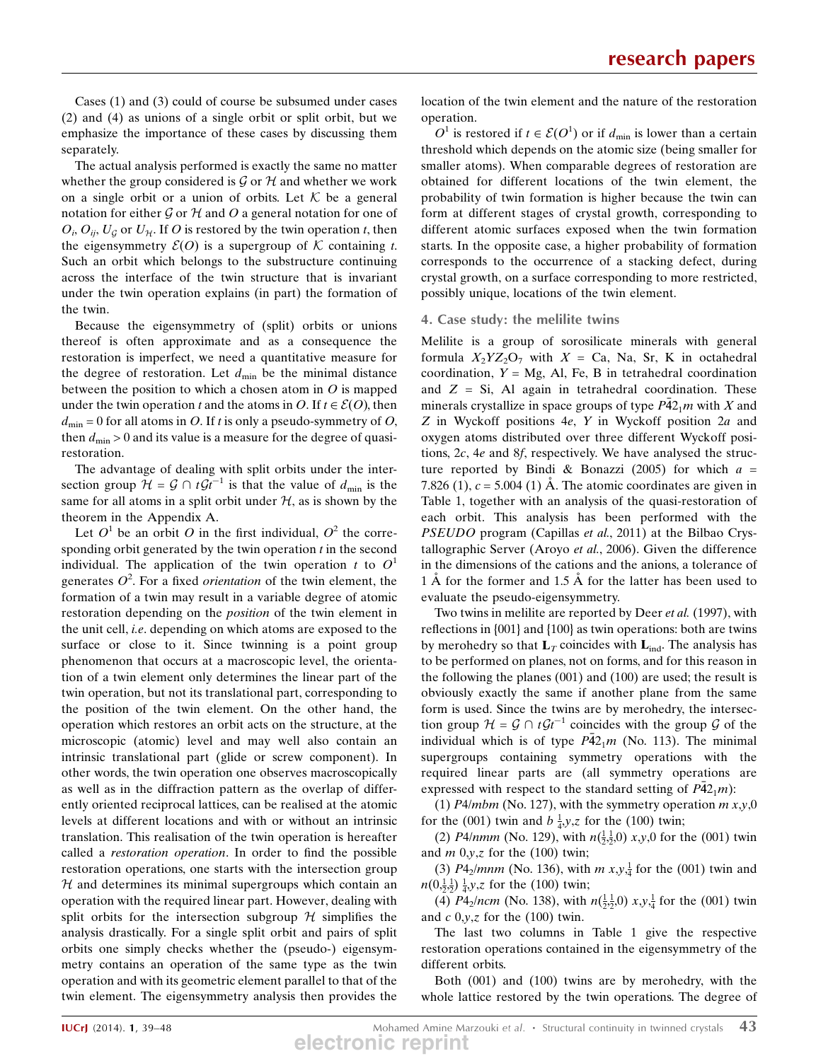Cases (1) and (3) could of course be subsumed under cases (2) and (4) as unions of a single orbit or split orbit, but we emphasize the importance of these cases by discussing them separately.

The actual analysis performed is exactly the same no matter whether the group considered is $\mathcal{G}$ or $\mathcal{H}$ and whether we work on a single orbit or a union of orbits. Let $\mathcal{K}$ be a general notation for either $\mathcal{G}$ or $\mathcal{H}$ and $O$ a general notation for one of $O_i$, $O_{ij}$, $U_{\mathcal{G}}$ or $U_{\mathcal{H}}$. If $O$ is restored by the twin operation $t$, then the eigensymmetry $\mathcal{E}(O)$ is a supergroup of $\mathcal{K}$ containing $t$. Such an orbit which belongs to the substructure continuing across the interface of the twin structure that is invariant under the twin operation explains (in part) the formation of the twin.

Because the eigensymmetry of (split) orbits or unions thereof is often approximate and as a consequence the restoration is imperfect, we need a quantitative measure for the degree of restoration. Let $d_{\min}$ be the minimal distance between the position to which a chosen atom in $O$ is mapped under the twin operation $t$ and the atoms in $O$. If $t \in \mathcal{E}(O)$, then $d_{\min} = 0$ for all atoms in $O$. If $t$ is only a pseudo-symmetry of $O$, then $d_{\min} > 0$ and its value is a measure for the degree of quasi-restoration.

The advantage of dealing with split orbits under the intersection group $\mathcal{H} = \mathcal{G} \cap t\mathcal{G}t^{-1}$ is that the value of $d_{\min}$ is the same for all atoms in a split orbit under $\mathcal{H}$, as is shown by the theorem in the Appendix A.

Let $O^1$ be an orbit $O$ in the first individual, $O^2$ the corresponding orbit generated by the twin operation $t$ in the second individual. The application of the twin operation $t$ to $O^1$ generates $O^2$. For a fixed *orientation* of the twin element, the formation of a twin may result in a variable degree of atomic restoration depending on the *position* of the twin element in the unit cell, *i.e.* depending on which atoms are exposed to the surface or close to it. Since twinning is a point group phenomenon that occurs at a macroscopic level, the orientation of a twin element only determines the linear part of the twin operation, but not its translational part, corresponding to the position of the twin element. On the other hand, the operation which restores an orbit acts on the structure, at the microscopic (atomic) level and may well also contain an intrinsic translational part (glide or screw component). In other words, the twin operation one observes macroscopically as well as in the diffraction pattern as the overlap of differently oriented reciprocal lattices, can be realised at the atomic levels at different locations and with or without an intrinsic translation. This realisation of the twin operation is hereafter called a *restoration operation*. In order to find the possible restoration operations, one starts with the intersection group $\mathcal{H}$ and determines its minimal supergroups which contain an operation with the required linear part. However, dealing with split orbits for the intersection subgroup $\mathcal{H}$ simplifies the analysis drastically. For a single split orbit and pairs of split orbits one simply checks whether the (pseudo-) eigensymmetry contains an operation of the same type as the twin operation and with its geometric element parallel to that of the twin element. The eigensymmetry analysis then provides the location of the twin element and the nature of the restoration operation.

$O^1$ is restored if $t \in \mathcal{E}(O^1)$ or if $d_{\min}$ is lower than a certain threshold which depends on the atomic size (being smaller for smaller atoms). When comparable degrees of restoration are obtained for different locations of the twin element, the probability of twin formation is higher because the twin can form at different stages of crystal growth, corresponding to different atomic surfaces exposed when the twin formation starts. In the opposite case, a higher probability of formation corresponds to the occurrence of a stacking defect, during crystal growth, on a surface corresponding to more restricted, possibly unique, locations of the twin element.

## 4. Case study: the melilite twins

Melilite is a group of sorosilicate minerals with general formula $X_2YZ_2O_7$ with $X$ = Ca, Na, Sr, K in octahedral coordination, $Y$ = Mg, Al, Fe, B in tetrahedral coordination and $Z$ = Si, Al again in tetrahedral coordination. These minerals crystallize in space groups of type $P\bar{4}2_1m$ with $X$ and $Z$ in Wyckoff position $4e$, $Y$ in Wyckoff position $2a$ and oxygen atoms distributed over three different Wyckoff positions, $2c$, $4e$ and $8f$, respectively. We have analysed the structure reported by Bindi & Bonazzi (2005) for which $a$ = 7.826 (1), $c$ = 5.004 (1) Å. The atomic coordinates are given in Table 1, together with an analysis of the quasi-restoration of each orbit. This analysis has been performed with the *PSEUDO* program (Capillas *et al.*, 2011) at the Bilbao Crystallographic Server (Aroyo *et al.*, 2006). Given the difference in the dimensions of the cations and the anions, a tolerance of 1 Å for the former and 1.5 Å for the latter has been used to evaluate the pseudo-eigensymmetry.

Two twins in melilite are reported by Deer *et al.* (1997), with reflections in {001} and {100} as twin operations: both are twins by merohedry so that $\mathbf{L}_T$ coincides with $\mathbf{L}_{\text{ind}}$. The analysis has to be performed on planes, not on forms, and for this reason in the following the planes (001) and (100) are used; the result is obviously exactly the same if another plane from the same form is used. Since the twins are by merohedry, the intersection group $\mathcal{H} = \mathcal{G} \cap t\mathcal{G}t^{-1}$ coincides with the group $\mathcal{G}$ of the individual which is of type $P\bar{4}2_1m$ (No. 113). The minimal supergroups containing symmetry operations with the required linear parts are (all symmetry operations are expressed with respect to the standard setting of $P\bar{4}2_1m$):

(1) $P4/mbm$ (No. 127), with the symmetry operation $m\ x,y,0$ for the (001) twin and $b\ \frac{1}{4},y,z$ for the (100) twin;

(2) $P4/nmm$ (No. 129), with $n(\frac{1}{2},\frac{1}{2},0)\ x,y,0$ for the (001) twin and $m\ 0,y,z$ for the (100) twin;

(3) $P4_2/mnm$ (No. 136), with $m\ x,y,\frac{1}{4}$ for the (001) twin and $n(0,\frac{1}{2},\frac{1}{2})\ \frac{1}{4},y,z$ for the (100) twin;

(4) $P4_2/ncm$ (No. 138), with $n(\frac{1}{2},\frac{1}{2},0)\ x,y,\frac{1}{4}$ for the (001) twin and $c\ 0,y,z$ for the (100) twin.

The last two columns in Table 1 give the respective restoration operations contained in the eigensymmetry of the different orbits.

Both (001) and (100) twins are by merohedry, with the whole lattice restored by the twin operations. The degree of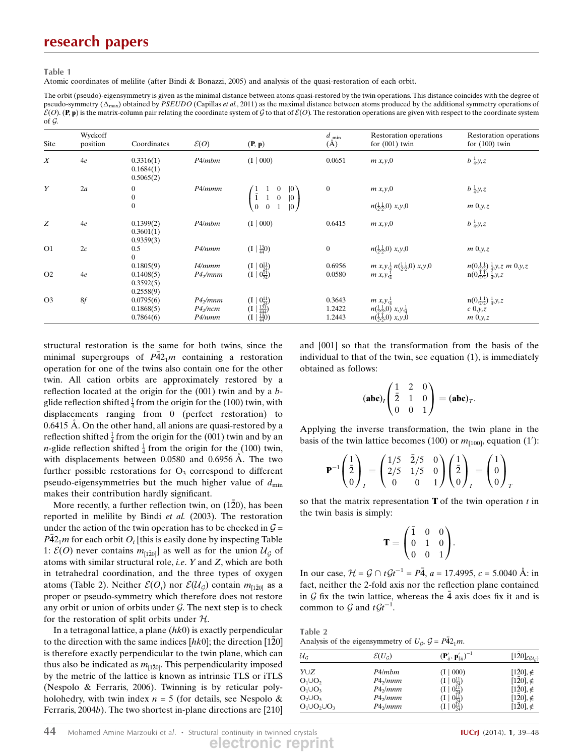**Table 1**

Atomic coordinates of melilite (after Bindi & Bonazzi, 2005) and analysis of the quasi-restoration of each orbit.

The orbit (pseudo)-eigensymmetry is given as the minimal distance between atoms quasi-restored by the twin operations. This distance coincides with the degree of pseudo-symmetry ($\Delta_{max}$) obtained by *PSEUDO* (Capillas *et al.*, 2011) as the maximal distance between atoms produced by the additional symmetry operations of $\mathcal{E}(O)$. (**P**, **p**) is the matrix-column pair relating the coordinate system of $\mathcal{G}$ to that of $\mathcal{E}(O)$. The restoration operations are given with respect to the coordinate system of $\mathcal{G}$.

| Site | Wyckoff position | Coordinates | $\mathcal{E}(O)$ | (**P**, **p**) | $d_{min}$ (Å) | Restoration operations for (001) twin | Restoration operations for (100) twin |
|---|---|---|---|---|---|---|---|
| *X* | 4*e* | 0.3316(1) 0.1684(1) 0.5065(2) | $P4/mbm$ | (I \| 000) | 0.0651 | $m\ x,y,0$ | $b\ \frac{1}{4},y,z$ |
| *Y* | 2*a* | 0 0 0 | $P4/mmm$ | $\begin{pmatrix} 1 & 1 & 0 & \vert 0 \\ \bar{1} & 1 & 0 & \vert 0 \\ 0 & 0 & 1 & \vert 0 \end{pmatrix}$ | 0 | $m\ x,y,0$; $n(\frac{1}{2}\frac{1}{2}0)\ x,y,0$ | $b\ \frac{1}{4},y,z$; $m\ 0,y,z$ |
| *Z* | 4*e* | 0.1399(2) 0.3601(1) 0.9359(3) | $P4/mbm$ | (I \| 000) | 0.6415 | $m\ x,y,0$ | $b\ \frac{1}{4},y,z$ |
| O1 | 2*c* | 0.5 0 | $P4/nmm$ | (I \| $\frac{1}{4}\frac{3}{4}0$) | 0 | $n(\frac{1}{2}\frac{1}{2}0)\ x,y,0$ | $m\ 0,y,z$ |
| | | 0.1805(9) | $I4/mmm$ | (I \| $0\frac{1}{2}\frac{11}{24}$) | 0.6956 | $m\ x,y,\frac{1}{4}$ $n(\frac{1}{2}\frac{1}{2}0)\ x,y,0$ | $n(0\frac{1}{2}\frac{1}{2})\ \frac{1}{4},y,z$ $m\ 0,y,z$ |
| O2 | 4*e* | 0.1408(5) 0.3592(5) 0.2558(9) | $P4_2/mnm$ | (I \| $0\frac{1}{2}\frac{11}{24}$) | 0.0580 | $m\ x,y,\frac{1}{4}$ | $n(0\frac{1}{2}\frac{1}{2})\ \frac{1}{4},y,z$ |
| O3 | 8*f* | 0.0795(6) 0.1868(5) 0.7864(6) | $P4_2/mnm$ | (I \| $0\frac{1}{2}\frac{11}{24}$) | 0.3643 | $m\ x,y,\frac{1}{4}$ | $n(0\frac{1}{2}\frac{1}{2})\ \frac{1}{4},y,z$ |
| | | | $P4_2/ncm$ | (I \| $\frac{1}{4}\frac{5}{4}\frac{1}{4}$) | 1.2422 | $n(\frac{1}{2}\frac{1}{2}0)\ x,y,\frac{1}{4}$ | $c\ 0,y,z$ |
| | | | $P4/nmm$ | (I \| $\frac{1}{4}\frac{3}{4}0$) | 1.2443 | $n(\frac{1}{2}\frac{1}{2}0)\ x,y,0$ | $m\ 0,y,z$ |

structural restoration is the same for both twins, since the minimal supergroups of $P\bar{4}2_1m$ containing a restoration operation for one of the twins also contain one for the other twin. All cation orbits are approximately restored by a reflection located at the origin for the (001) twin and by a *b*-glide reflection shifted $\frac{1}{4}$ from the origin for the (100) twin, with displacements ranging from 0 (perfect restoration) to 0.6415 Å. On the other hand, all anions are quasi-restored by a reflection shifted $\frac{1}{4}$ from the origin for the (001) twin and by an *n*-glide reflection shifted $\frac{1}{4}$ from the origin for the (100) twin, with displacements between 0.0580 and 0.6956 Å. The two further possible restorations for $O_3$ correspond to different pseudo-eigensymmetries but the much higher value of $d_{min}$ makes their contribution hardly significant.

More recently, a further reflection twin, on $(1\bar{2}0)$, has been reported in melilite by Bindi *et al.* (2003). The restoration under the action of the twin operation has to be checked in $\mathcal{G} = P\bar{4}2_1m$ for each orbit $O_i$ [this is easily done by inspecting Table 1: $\mathcal{E}(O)$ never contains $m_{[1\bar{2}0]}$ as well as for the union $\mathcal{U}_\mathcal{G}$ of atoms with similar structural role, *i.e.* *Y* and *Z*, which are both in tetrahedral coordination, and the three types of oxygen atoms (Table 2). Neither $\mathcal{E}(O_i)$ nor $\mathcal{E}(\mathcal{U}_\mathcal{G})$ contain $m_{[1\bar{2}0]}$ as a proper or pseudo-symmetry which therefore does not restore any orbit or union of orbits under $\mathcal{G}$. The next step is to check for the restoration of split orbits under $\mathcal{H}$.

In a tetragonal lattice, a plane $(hk0)$ is exactly perpendicular to the direction with the same indices $[hk0]$; the direction $[1\bar{2}0]$ is therefore exactly perpendicular to the twin plane, which can thus also be indicated as $m_{[1\bar{2}0]}$. This perpendicularity imposed by the metric of the lattice is known as intrinsic TLS or iTLS (Nespolo & Ferraris, 2006). Twinning is by reticular polyholohedry, with twin index $n = 5$ (for details, see Nespolo & Ferraris, 2004*b*). The two shortest in-plane directions are [210] and [001] so that the transformation from the basis of the individual to that of the twin, see equation (1), is immediately obtained as follows:

$$(\mathbf{abc})_I \begin{pmatrix} 1 & 2 & 0 \\ \bar{2} & 1 & 0 \\ 0 & 0 & 1 \end{pmatrix} = (\mathbf{abc})_T.$$

Applying the inverse transformation, the twin plane in the basis of the twin lattice becomes (100) or $m_{[100]}$, equation (1′):

$$\mathbf{P}^{-1}\begin{pmatrix} 1 \\ \bar{2} \\ 0 \end{pmatrix}_I = \begin{pmatrix} 1/5 & \bar{2}/5 & 0 \\ 2/5 & 1/5 & 0 \\ 0 & 0 & 1 \end{pmatrix}\begin{pmatrix} 1 \\ \bar{2} \\ 0 \end{pmatrix}_I = \begin{pmatrix} 1 \\ 0 \\ 0 \end{pmatrix}_T$$

so that the matrix representation **T** of the twin operation *t* in the twin basis is simply:

$$\mathbf{T} = \begin{pmatrix} \bar{1} & 0 & 0 \\ 0 & 1 & 0 \\ 0 & 0 & 1 \end{pmatrix}.$$

In our case, $\mathcal{H} = \mathcal{G} \cap t\mathcal{G}t^{-1} = P\bar{4}$, $a = 17.4995$, $c = 5.0040$ Å: in fact, neither the 2-fold axis nor the reflection plane contained in $\mathcal{G}$ fix the twin lattice, whereas the $\bar{4}$ axis does fix it and is common to $\mathcal{G}$ and $t\mathcal{G}t^{-1}$.

**Table 2**

Analysis of the eigensymmetry of $U_\mathcal{G}$, $\mathcal{G} = P\bar{4}2_1m$.

| $\mathcal{U}_\mathcal{G}$ | $\mathcal{E}(U_\mathcal{G})$ | $(\mathbf{P}'_{ij}, \mathbf{p}'_{ij})^{-1}$ | $[1\bar{2}0]_{\mathcal{E}(\mathcal{U}_\mathcal{G})}$ |
|---|---|---|---|
| $Y \cup Z$ | $P4/mbm$ | (I \| 000) | $[1\bar{2}0], \notin$ |
| $O_1 \cup O_2$ | $P4_2/mnm$ | (I \| $0\frac{1}{2}\frac{11}{24}$) | $[1\bar{2}0], \notin$ |
| $O_1 \cup O_3$ | $P4_2/mnm$ | (I \| $0\frac{1}{2}\frac{11}{24}$) | $[1\bar{2}0], \notin$ |
| $O_2 \cup O_3$ | $P4_2/mnm$ | (I \| $0\frac{1}{2}\frac{11}{24}$) | $[1\bar{2}0], \notin$ |
| $O_1 \cup O_2 \cup O_3$ | $P4_2/mnm$ | (I \| $0\frac{1}{2}\frac{11}{24}$) | $[1\bar{2}0], \notin$ |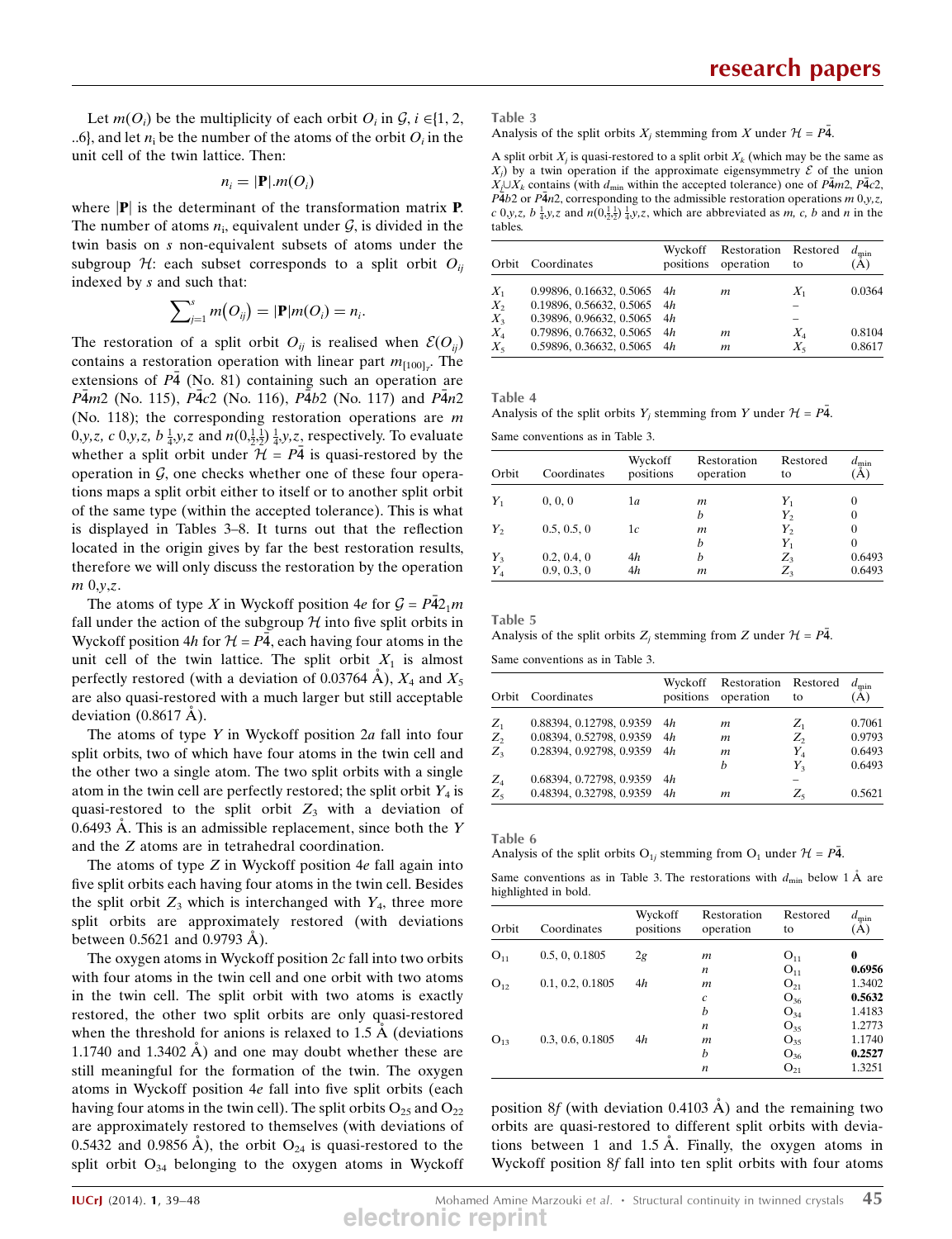Let $m(O_i)$ be the multiplicity of each orbit $O_i$ in $\mathcal{G}$, $i \in \{1, 2, ..6\}$, and let $n_i$ be the number of the atoms of the orbit $O_i$ in the unit cell of the twin lattice. Then:

$$n_i = |\mathbf{P}|.m(O_i)$$

where $|\mathbf{P}|$ is the determinant of the transformation matrix $\mathbf{P}$. The number of atoms $n_i$, equivalent under $\mathcal{G}$, is divided in the twin basis on $s$ non-equivalent subsets of atoms under the subgroup $\mathcal{H}$: each subset corresponds to a split orbit $O_{ij}$ indexed by $s$ and such that:

$$\sum_{j=1}^{s} m(O_{ij}) = |\mathbf{P}|m(O_i) = n_i.$$

The restoration of a split orbit $O_{ij}$ is realised when $\mathcal{E}(O_{ij})$ contains a restoration operation with linear part $m_{[100]_T}$. The extensions of $P\bar{4}$ (No. 81) containing such an operation are $P\bar{4}m2$ (No. 115), $P\bar{4}c2$ (No. 116), $P\bar{4}b2$ (No. 117) and $P\bar{4}n2$ (No. 118); the corresponding restoration operations are $m$ $0,y,z$, $c$ $0,y,z$, $b$ $\frac{1}{4},y,z$ and $n(0,\frac{1}{2},\frac{1}{2})$ $\frac{1}{4},y,z$, respectively. To evaluate whether a split orbit under $\mathcal{H} = P\bar{4}$ is quasi-restored by the operation in $\mathcal{G}$, one checks whether one of these four operations maps a split orbit either to itself or to another split orbit of the same type (within the accepted tolerance). This is what is displayed in Tables 3–8. It turns out that the reflection located in the origin gives by far the best restoration results, therefore we will only discuss the restoration by the operation $m$ $0,y,z$.

The atoms of type $X$ in Wyckoff position 4$e$ for $\mathcal{G} = P\bar{4}2_1m$ fall under the action of the subgroup $\mathcal{H}$ into five split orbits in Wyckoff position 4$h$ for $\mathcal{H} = P\bar{4}$, each having four atoms in the unit cell of the twin lattice. The split orbit $X_1$ is almost perfectly restored (with a deviation of 0.03764 Å), $X_4$ and $X_5$ are also quasi-restored with a much larger but still acceptable deviation (0.8617 Å).

The atoms of type $Y$ in Wyckoff position 2$a$ fall into four split orbits, two of which have four atoms in the twin cell and the other two a single atom. The two split orbits with a single atom in the twin cell are perfectly restored; the split orbit $Y_4$ is quasi-restored to the split orbit $Z_3$ with a deviation of 0.6493 Å. This is an admissible replacement, since both the $Y$ and the $Z$ atoms are in tetrahedral coordination.

The atoms of type $Z$ in Wyckoff position 4$e$ fall again into five split orbits each having four atoms in the twin cell. Besides the split orbit $Z_3$ which is interchanged with $Y_4$, three more split orbits are approximately restored (with deviations between 0.5621 and 0.9793 Å).

The oxygen atoms in Wyckoff position 2$c$ fall into two orbits with four atoms in the twin cell and one orbit with two atoms in the twin cell. The split orbit with two atoms is exactly restored, the other two split orbits are only quasi-restored when the threshold for anions is relaxed to 1.5 Å (deviations 1.1740 and 1.3402 Å) and one may doubt whether these are still meaningful for the formation of the twin. The oxygen atoms in Wyckoff position 4$e$ fall into five split orbits (each having four atoms in the twin cell). The split orbits $O_{25}$ and $O_{22}$ are approximately restored to themselves (with deviations of 0.5432 and 0.9856 Å), the orbit $O_{24}$ is quasi-restored to the split orbit $O_{34}$ belonging to the oxygen atoms in Wyckoff position 8$f$ (with deviation 0.4103 Å) and the remaining two orbits are quasi-restored to different split orbits with deviations between 1 and 1.5 Å. Finally, the oxygen atoms in Wyckoff position 8$f$ fall into ten split orbits with four atoms

**Table 3**
Analysis of the split orbits $X_j$ stemming from $X$ under $\mathcal{H} = P\bar{4}$.

A split orbit $X_j$ is quasi-restored to a split orbit $X_k$ (which may be the same as $X_j$) by a twin operation if the approximate eigensymmetry $\mathcal{E}$ of the union $X_j \cup X_k$ contains (with $d_{min}$ within the accepted tolerance) one of $P\bar{4}m2$, $P\bar{4}c2$, $P\bar{4}b2$ or $P\bar{4}n2$, corresponding to the admissible restoration operations $m$ $0,y,z$, $c$ $0,y,z$, $b$ $\frac{1}{4},y,z$ and $n(0,\frac{1}{2},\frac{1}{2})$ $\frac{1}{4},y,z$, which are abbreviated as $m$, $c$, $b$ and $n$ in the tables.

| Orbit | Coordinates | Wyckoff positions | Restoration operation | Restored to | $d_{min}$ (Å) |
|---|---|---|---|---|---|
| $X_1$ | 0.99896, 0.16632, 0.5065 | 4$h$ | $m$ | $X_1$ | 0.0364 |
| $X_2$ | 0.19896, 0.56632, 0.5065 | 4$h$ | | – | |
| $X_3$ | 0.39896, 0.96632, 0.5065 | 4$h$ | | – | |
| $X_4$ | 0.79896, 0.76632, 0.5065 | 4$h$ | $m$ | $X_4$ | 0.8104 |
| $X_5$ | 0.59896, 0.36632, 0.5065 | 4$h$ | $m$ | $X_5$ | 0.8617 |

**Table 4**
Analysis of the split orbits $Y_j$ stemming from $Y$ under $\mathcal{H} = P\bar{4}$.

Same conventions as in Table 3.

| Orbit | Coordinates | Wyckoff positions | Restoration operation | Restored to | $d_{min}$ (Å) |
|---|---|---|---|---|---|
| $Y_1$ | 0, 0, 0 | 1$a$ | $m$ | $Y_1$ | 0 |
| | | | $b$ | $Y_2$ | 0 |
| $Y_2$ | 0.5, 0.5, 0 | 1$c$ | $m$ | $Y_2$ | 0 |
| | | | $b$ | $Y_1$ | 0 |
| $Y_3$ | 0.2, 0.4, 0 | 4$h$ | $b$ | $Z_3$ | 0.6493 |
| $Y_4$ | 0.9, 0.3, 0 | 4$h$ | $m$ | $Z_3$ | 0.6493 |

**Table 5**
Analysis of the split orbits $Z_j$ stemming from $Z$ under $\mathcal{H} = P\bar{4}$.

Same conventions as in Table 3.

| Orbit | Coordinates | Wyckoff positions | Restoration operation | Restored to | $d_{min}$ (Å) |
|---|---|---|---|---|---|
| $Z_1$ | 0.88394, 0.12798, 0.9359 | 4$h$ | $m$ | $Z_1$ | 0.7061 |
| $Z_2$ | 0.08394, 0.52798, 0.9359 | 4$h$ | $m$ | $Z_2$ | 0.9793 |
| $Z_3$ | 0.28394, 0.92798, 0.9359 | 4$h$ | $m$ | $Y_4$ | 0.6493 |
| | | | $b$ | $Y_3$ | 0.6493 |
| $Z_4$ | 0.68394, 0.72798, 0.9359 | 4$h$ | | – | |
| $Z_5$ | 0.48394, 0.32798, 0.9359 | 4$h$ | $m$ | $Z_5$ | 0.5621 |

**Table 6**
Analysis of the split orbits $O_{1j}$ stemming from $O_1$ under $\mathcal{H} = P\bar{4}$.

Same conventions as in Table 3. The restorations with $d_{min}$ below 1 Å are highlighted in bold.

| Orbit | Coordinates | Wyckoff positions | Restoration operation | Restored to | $d_{min}$ (Å) |
|---|---|---|---|---|---|
| $O_{11}$ | 0.5, 0, 0.1805 | 2$g$ | $m$ | $O_{11}$ | **0** |
| | | | $n$ | $O_{11}$ | **0.6956** |
| $O_{12}$ | 0.1, 0.2, 0.1805 | 4$h$ | $m$ | $O_{21}$ | 1.3402 |
| | | | $c$ | $O_{36}$ | **0.5632** |
| | | | $b$ | $O_{34}$ | 1.4183 |
| | | | $n$ | $O_{35}$ | 1.2773 |
| $O_{13}$ | 0.3, 0.6, 0.1805 | 4$h$ | $m$ | $O_{35}$ | 1.1740 |
| | | | $b$ | $O_{36}$ | **0.2527** |
| | | | $n$ | $O_{21}$ | 1.3251 |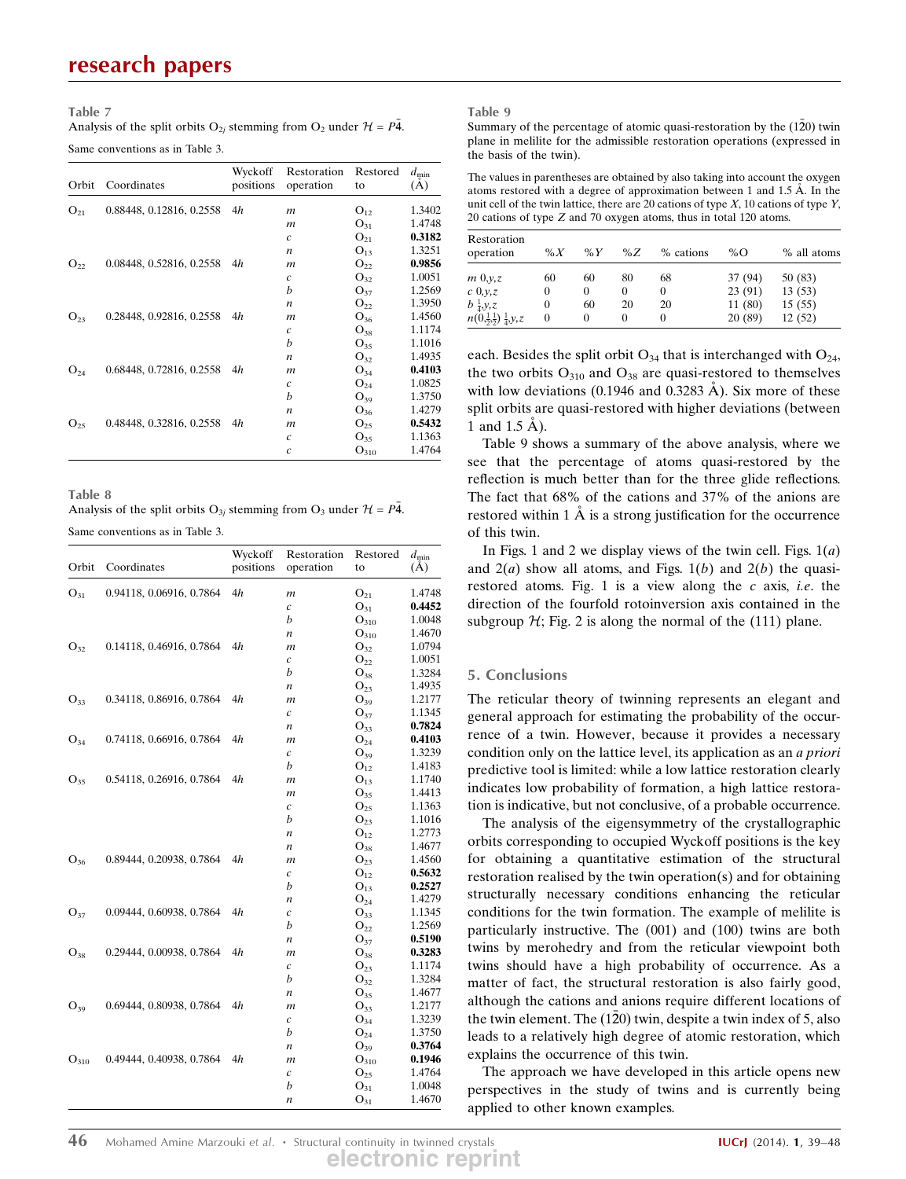**Table 7**
Analysis of the split orbits $O_{2j}$ stemming from $O_2$ under $\mathcal{H} = P\bar{4}$.

Same conventions as in Table 3.

| Orbit | Coordinates | Wyckoff positions | Restoration operation | Restored to | $d_{min}$ (Å) |
|---|---|---|---|---|---|
| $O_{21}$ | 0.88448, 0.12816, 0.2558 | 4*h* | *m* | $O_{12}$ | 1.3402 |
| | | | *m* | $O_{31}$ | 1.4748 |
| | | | *c* | $O_{21}$ | **0.3182** |
| | | | *n* | $O_{13}$ | 1.3251 |
| $O_{22}$ | 0.08448, 0.52816, 0.2558 | 4*h* | *m* | $O_{22}$ | **0.9856** |
| | | | *c* | $O_{32}$ | 1.0051 |
| | | | *b* | $O_{37}$ | 1.2569 |
| | | | *n* | $O_{22}$ | 1.3950 |
| $O_{23}$ | 0.28448, 0.92816, 0.2558 | 4*h* | *m* | $O_{36}$ | 1.4560 |
| | | | *c* | $O_{38}$ | 1.1174 |
| | | | *b* | $O_{35}$ | 1.1016 |
| | | | *n* | $O_{32}$ | 1.4935 |
| $O_{24}$ | 0.68448, 0.72816, 0.2558 | 4*h* | *m* | $O_{34}$ | **0.4103** |
| | | | *c* | $O_{24}$ | 1.0825 |
| | | | *b* | $O_{39}$ | 1.3750 |
| | | | *n* | $O_{36}$ | 1.4279 |
| $O_{25}$ | 0.48448, 0.32816, 0.2558 | 4*h* | *m* | $O_{25}$ | **0.5432** |
| | | | *c* | $O_{35}$ | 1.1363 |
| | | | *c* | $O_{310}$ | 1.4764 |

**Table 8**
Analysis of the split orbits $O_{3j}$ stemming from $O_3$ under $\mathcal{H} = P\bar{4}$.

Same conventions as in Table 3.

| Orbit | Coordinates | Wyckoff positions | Restoration operation | Restored to | $d_{min}$ (Å) |
|---|---|---|---|---|---|
| $O_{31}$ | 0.94118, 0.06916, 0.7864 | 4*h* | *m* | $O_{21}$ | 1.4748 |
| | | | *c* | $O_{31}$ | **0.4452** |
| | | | *b* | $O_{310}$ | 1.0048 |
| | | | *n* | $O_{310}$ | 1.4670 |
| $O_{32}$ | 0.14118, 0.46916, 0.7864 | 4*h* | *m* | $O_{32}$ | 1.0794 |
| | | | *c* | $O_{22}$ | 1.0051 |
| | | | *b* | $O_{38}$ | 1.3284 |
| | | | *n* | $O_{23}$ | 1.4935 |
| $O_{33}$ | 0.34118, 0.86916, 0.7864 | 4*h* | *m* | $O_{39}$ | 1.2177 |
| | | | *c* | $O_{37}$ | 1.1345 |
| | | | *n* | $O_{33}$ | **0.7824** |
| $O_{34}$ | 0.74118, 0.66916, 0.7864 | 4*h* | *m* | $O_{24}$ | **0.4103** |
| | | | *c* | $O_{39}$ | 1.3239 |
| | | | *b* | $O_{12}$ | 1.4183 |
| $O_{35}$ | 0.54118, 0.26916, 0.7864 | 4*h* | *m* | $O_{13}$ | 1.1740 |
| | | | *m* | $O_{35}$ | 1.4413 |
| | | | *c* | $O_{25}$ | 1.1363 |
| | | | *b* | $O_{23}$ | 1.1016 |
| | | | *n* | $O_{12}$ | 1.2773 |
| | | | *n* | $O_{38}$ | 1.4677 |
| $O_{36}$ | 0.89444, 0.20938, 0.7864 | 4*h* | *m* | $O_{23}$ | 1.4560 |
| | | | *c* | $O_{12}$ | **0.5632** |
| | | | *b* | $O_{13}$ | **0.2527** |
| | | | *n* | $O_{24}$ | 1.4279 |
| $O_{37}$ | 0.09444, 0.60938, 0.7864 | 4*h* | *c* | $O_{33}$ | 1.1345 |
| | | | *b* | $O_{22}$ | 1.2569 |
| | | | *n* | $O_{37}$ | **0.5190** |
| $O_{38}$ | 0.29444, 0.00938, 0.7864 | 4*h* | *m* | $O_{38}$ | **0.3283** |
| | | | *c* | $O_{23}$ | 1.1174 |
| | | | *b* | $O_{32}$ | 1.3284 |
| | | | *n* | $O_{35}$ | 1.4677 |
| $O_{39}$ | 0.69444, 0.80938, 0.7864 | 4*h* | *m* | $O_{33}$ | 1.2177 |
| | | | *c* | $O_{34}$ | 1.3239 |
| | | | *b* | $O_{24}$ | 1.3750 |
| | | | *n* | $O_{39}$ | **0.3764** |
| $O_{310}$ | 0.49444, 0.40938, 0.7864 | 4*h* | *m* | $O_{310}$ | **0.1946** |
| | | | *c* | $O_{25}$ | 1.4764 |
| | | | *b* | $O_{31}$ | 1.0048 |
| | | | *n* | $O_{31}$ | 1.4670 |

**Table 9**
Summary of the percentage of atomic quasi-restoration by the $(1\bar{2}0)$ twin plane in melilite for the admissible restoration operations (expressed in the basis of the twin).

The values in parentheses are obtained by also taking into account the oxygen atoms restored with a degree of approximation between 1 and 1.5 Å. In the unit cell of the twin lattice, there are 20 cations of type *X*, 10 cations of type *Y*, 20 cations of type *Z* and 70 oxygen atoms, thus in total 120 atoms.

| Restoration operation | %*X* | %*Y* | %*Z* | % cations | %O | % all atoms |
|---|---|---|---|---|---|---|
| *m* 0,*y*,*z* | 60 | 60 | 80 | 68 | 37 (94) | 50 (83) |
| *c* 0,*y*,*z* | 0 | 0 | 0 | 0 | 23 (91) | 13 (53) |
| *b* $\frac{1}{4}$,*y*,*z* | 0 | 60 | 20 | 20 | 11 (80) | 15 (55) |
| *n*$(0,\frac{1}{2},\frac{1}{2})$ $\frac{1}{4}$,*y*,*z* | 0 | 0 | 0 | 0 | 20 (89) | 12 (52) |

each. Besides the split orbit $O_{34}$ that is interchanged with $O_{24}$, the two orbits $O_{310}$ and $O_{38}$ are quasi-restored to themselves with low deviations (0.1946 and 0.3283 Å). Six more of these split orbits are quasi-restored with higher deviations (between 1 and 1.5 Å).

Table 9 shows a summary of the above analysis, where we see that the percentage of atoms quasi-restored by the reflection is much better than for the three glide reflections. The fact that 68% of the cations and 37% of the anions are restored within 1 Å is a strong justification for the occurrence of this twin.

In Figs. 1 and 2 we display views of the twin cell. Figs. 1(*a*) and 2(*a*) show all atoms, and Figs. 1(*b*) and 2(*b*) the quasi-restored atoms. Fig. 1 is a view along the *c* axis, *i.e.* the direction of the fourfold rotoinversion axis contained in the subgroup $\mathcal{H}$; Fig. 2 is along the normal of the (111) plane.

## 5. Conclusions

The reticular theory of twinning represents an elegant and general approach for estimating the probability of the occurrence of a twin. However, because it provides a necessary condition only on the lattice level, its application as an *a priori* predictive tool is limited: while a low lattice restoration clearly indicates low probability of formation, a high lattice restoration is indicative, but not conclusive, of a probable occurrence.

The analysis of the eigensymmetry of the crystallographic orbits corresponding to occupied Wyckoff positions is the key for obtaining a quantitative estimation of the structural restoration realised by the twin operation(s) and for obtaining structurally necessary conditions enhancing the reticular conditions for the twin formation. The example of melilite is particularly instructive. The (001) and (100) twins are both twins by merohedry and from the reticular viewpoint both twins should have a high probability of occurrence. As a matter of fact, the structural restoration is also fairly good, although the cations and anions require different locations of the twin element. The $(1\bar{2}0)$ twin, despite a twin index of 5, also leads to a relatively high degree of atomic restoration, which explains the occurrence of this twin.

The approach we have developed in this article opens new perspectives in the study of twins and is currently being applied to other known examples.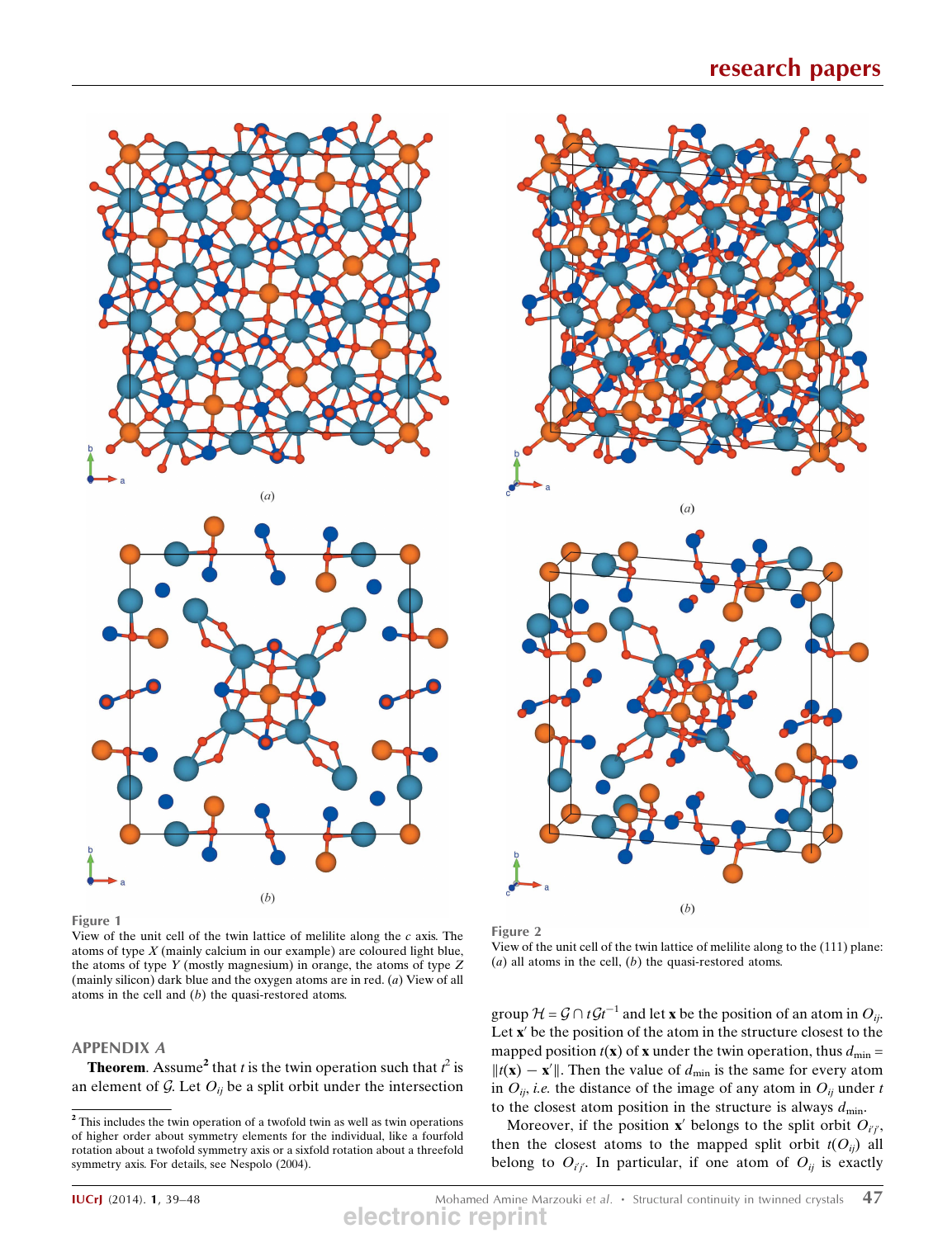Figure 1
View of the unit cell of the twin lattice of melilite along the $c$ axis. The atoms of type $X$ (mainly calcium in our example) are coloured light blue, the atoms of type $Y$ (mostly magnesium) in orange, the atoms of type $Z$ (mainly silicon) dark blue and the oxygen atoms are in red. ($a$) View of all atoms in the cell and ($b$) the quasi-restored atoms.

Figure 2
View of the unit cell of the twin lattice of melilite along to the (111) plane: ($a$) all atoms in the cell, ($b$) the quasi-restored atoms.

## APPENDIX A

**Theorem**. Assume[2] that $t$ is the twin operation such that $t^2$ is an element of $\mathcal{G}$. Let $O_{ij}$ be a split orbit under the intersection group $\mathcal{H} = \mathcal{G} \cap t\mathcal{G}t^{-1}$ and let $\mathbf{x}$ be the position of an atom in $O_{ij}$. Let $\mathbf{x}'$ be the position of the atom in the structure closest to the mapped position $t(\mathbf{x})$ of $\mathbf{x}$ under the twin operation, thus $d_{\min} = \|t(\mathbf{x}) - \mathbf{x}'\|$. Then the value of $d_{\min}$ is the same for every atom in $O_{ij}$, *i.e.* the distance of the image of any atom in $O_{ij}$ under $t$ to the closest atom position in the structure is always $d_{\min}$.

Moreover, if the position $\mathbf{x}'$ belongs to the split orbit $O_{i'j'}$, then the closest atoms to the mapped split orbit $t(O_{ij})$ all belong to $O_{i'j'}$. In particular, if one atom of $O_{ij}$ is exactly

[2] This includes the twin operation of a twofold twin as well as twin operations of higher order about symmetry elements for the individual, like a fourfold rotation about a twofold symmetry axis or a sixfold rotation about a threefold symmetry axis. For details, see Nespolo (2004).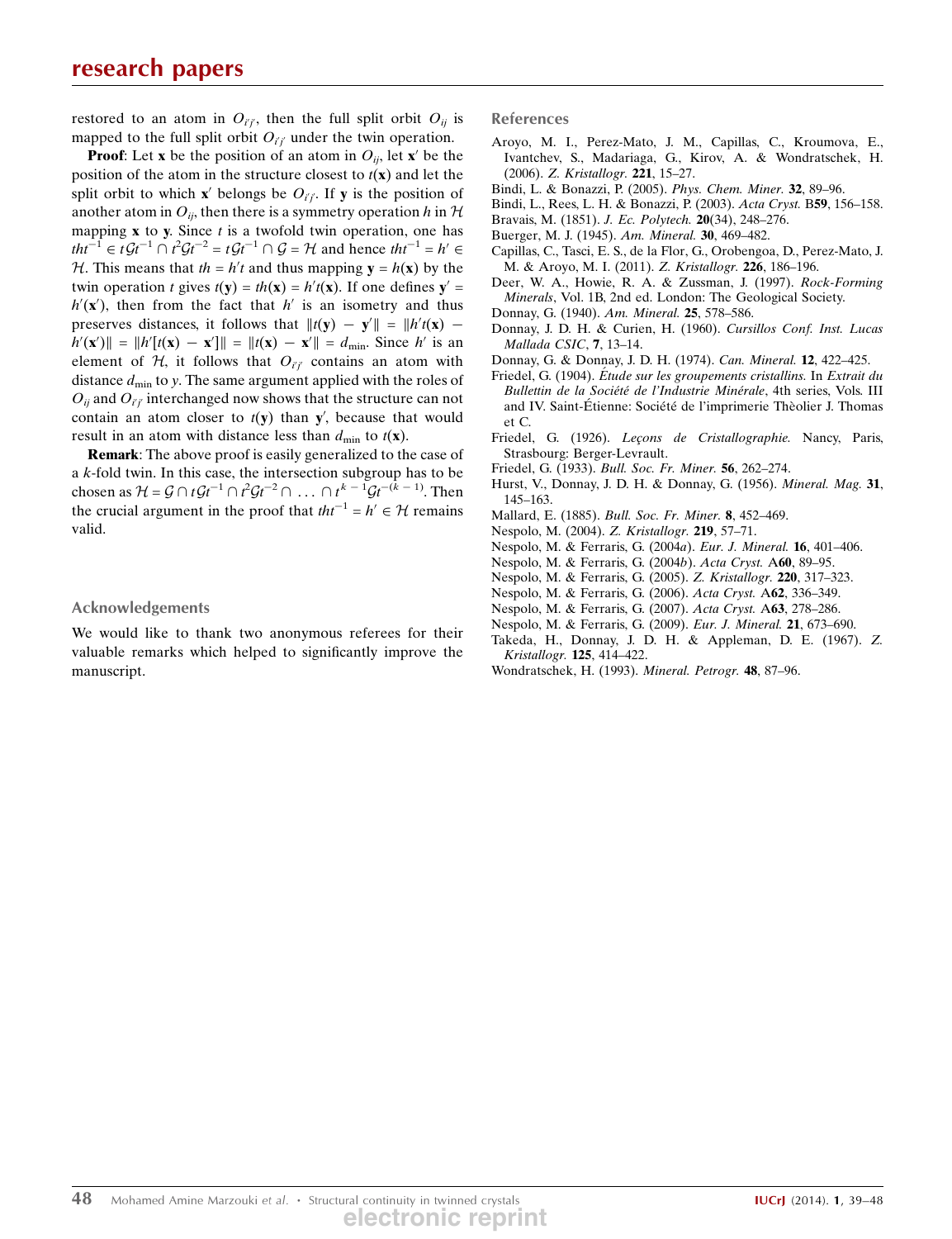restored to an atom in $O_{i'j'}$, then the full split orbit $O_{ij}$ is mapped to the full split orbit $O_{i'j'}$ under the twin operation.

**Proof**: Let $\mathbf{x}$ be the position of an atom in $O_{ij}$, let $\mathbf{x}'$ be the position of the atom in the structure closest to $t(\mathbf{x})$ and let the split orbit to which $\mathbf{x}'$ belongs be $O_{i'j'}$. If $\mathbf{y}$ is the position of another atom in $O_{ij}$, then there is a symmetry operation $h$ in $\mathcal{H}$ mapping $\mathbf{x}$ to $\mathbf{y}$. Since $t$ is a twofold twin operation, one has $tht^{-1} \in t\mathcal{G}t^{-1} \cap t^2\mathcal{G}t^{-2} = t\mathcal{G}t^{-1} \cap \mathcal{G} = \mathcal{H}$ and hence $tht^{-1} = h' \in \mathcal{H}$. This means that $th = h't$ and thus mapping $\mathbf{y} = h(\mathbf{x})$ by the twin operation $t$ gives $t(\mathbf{y}) = th(\mathbf{x}) = h't(\mathbf{x})$. If one defines $\mathbf{y}' = h'(\mathbf{x}')$, then from the fact that $h'$ is an isometry and thus preserves distances, it follows that $\|t(\mathbf{y}) - \mathbf{y}'\| = \|h't(\mathbf{x}) - h'(\mathbf{x}')\| = \|h'[t(\mathbf{x}) - \mathbf{x}']\| = \|t(\mathbf{x}) - \mathbf{x}'\| = d_{\min}$. Since $h'$ is an element of $\mathcal{H}$, it follows that $O_{i'j'}$ contains an atom with distance $d_{\min}$ to $y$. The same argument applied with the roles of $O_{ij}$ and $O_{i'j'}$ interchanged now shows that the structure can not contain an atom closer to $t(\mathbf{y})$ than $\mathbf{y}'$, because that would result in an atom with distance less than $d_{\min}$ to $t(\mathbf{x})$.

**Remark**: The above proof is easily generalized to the case of a $k$-fold twin. In this case, the intersection subgroup has to be chosen as $\mathcal{H} = \mathcal{G} \cap t\mathcal{G}t^{-1} \cap t^2\mathcal{G}t^{-2} \cap \ldots \cap t^{k-1}\mathcal{G}t^{-(k-1)}$. Then the crucial argument in the proof that $tht^{-1} = h' \in \mathcal{H}$ remains valid.

## Acknowledgements

We would like to thank two anonymous referees for their valuable remarks which helped to significantly improve the manuscript.

## References

Aroyo, M. I., Perez-Mato, J. M., Capillas, C., Kroumova, E., Ivantchev, S., Madariaga, G., Kirov, A. & Wondratschek, H. (2006). *Z. Kristallogr.* **221**, 15–27.

Bindi, L. & Bonazzi, P. (2005). *Phys. Chem. Miner.* **32**, 89–96.

Bindi, L., Rees, L. H. & Bonazzi, P. (2003). *Acta Cryst.* B**59**, 156–158.

Bravais, M. (1851). *J. Ec. Polytech.* **20**(34), 248–276.

Buerger, M. J. (1945). *Am. Mineral.* **30**, 469–482.

Capillas, C., Tasci, E. S., de la Flor, G., Orobengoa, D., Perez-Mato, J. M. & Aroyo, M. I. (2011). *Z. Kristallogr.* **226**, 186–196.

Deer, W. A., Howie, R. A. & Zussman, J. (1997). *Rock-Forming Minerals*, Vol. 1B, 2nd ed. London: The Geological Society.

Donnay, G. (1940). *Am. Mineral.* **25**, 578–586.

Donnay, J. D. H. & Curien, H. (1960). *Cursillos Conf. Inst. Lucas Mallada CSIC*, **7**, 13–14.

Donnay, G. & Donnay, J. D. H. (1974). *Can. Mineral.* **12**, 422–425.

Friedel, G. (1904). *Étude sur les groupements cristallins.* In *Extrait du Bullettin de la Société de l'Industrie Minérale*, 4th series, Vols. III and IV. Saint-Étienne: Société de l'imprimerie Thèolier J. Thomas et C.

Friedel, G. (1926). *Leçons de Cristallographie.* Nancy, Paris, Strasbourg: Berger-Levrault.

Friedel, G. (1933). *Bull. Soc. Fr. Miner.* **56**, 262–274.

Hurst, V., Donnay, J. D. H. & Donnay, G. (1956). *Mineral. Mag.* **31**, 145–163.

Mallard, E. (1885). *Bull. Soc. Fr. Miner.* **8**, 452–469.

Nespolo, M. (2004). *Z. Kristallogr.* **219**, 57–71.

Nespolo, M. & Ferraris, G. (2004*a*). *Eur. J. Mineral.* **16**, 401–406.

Nespolo, M. & Ferraris, G. (2004*b*). *Acta Cryst.* A**60**, 89–95.

Nespolo, M. & Ferraris, G. (2005). *Z. Kristallogr.* **220**, 317–323.

Nespolo, M. & Ferraris, G. (2006). *Acta Cryst.* A**62**, 336–349.

Nespolo, M. & Ferraris, G. (2007). *Acta Cryst.* A**63**, 278–286.

Nespolo, M. & Ferraris, G. (2009). *Eur. J. Mineral.* **21**, 673–690.

Takeda, H., Donnay, J. D. H. & Appleman, D. E. (1967). *Z. Kristallogr.* **125**, 414–422.

Wondratschek, H. (1993). *Mineral. Petrogr.* **48**, 87–96.